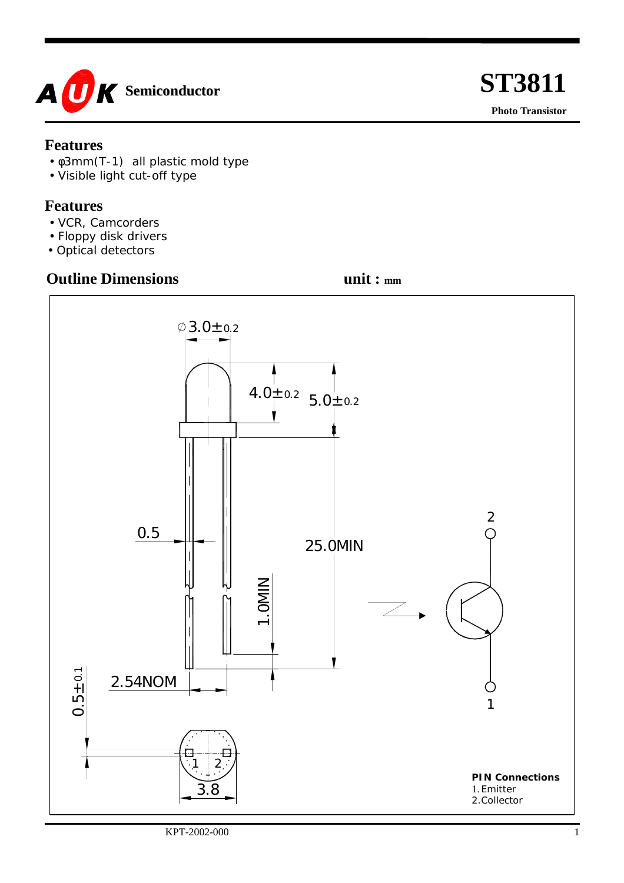**AUK Semiconductor**

# ST3811

**Photo Transistor**

## Features

- φ3mm(T-1) all plastic mold type
- Visible light cut-off type

## Features

- VCR, Camcorders
- Floppy disk drivers
- Optical detectors

## Outline Dimensions

**unit : mm**

∅3.0±0.2

4.0±0.2

5.0±0.2

0.5

25.0MIN

1.0MIN

2.54NOM

0.5±0.1

3.8

1 2

**PIN Connections**
1. Emitter
2. Collector

KPT-2002-000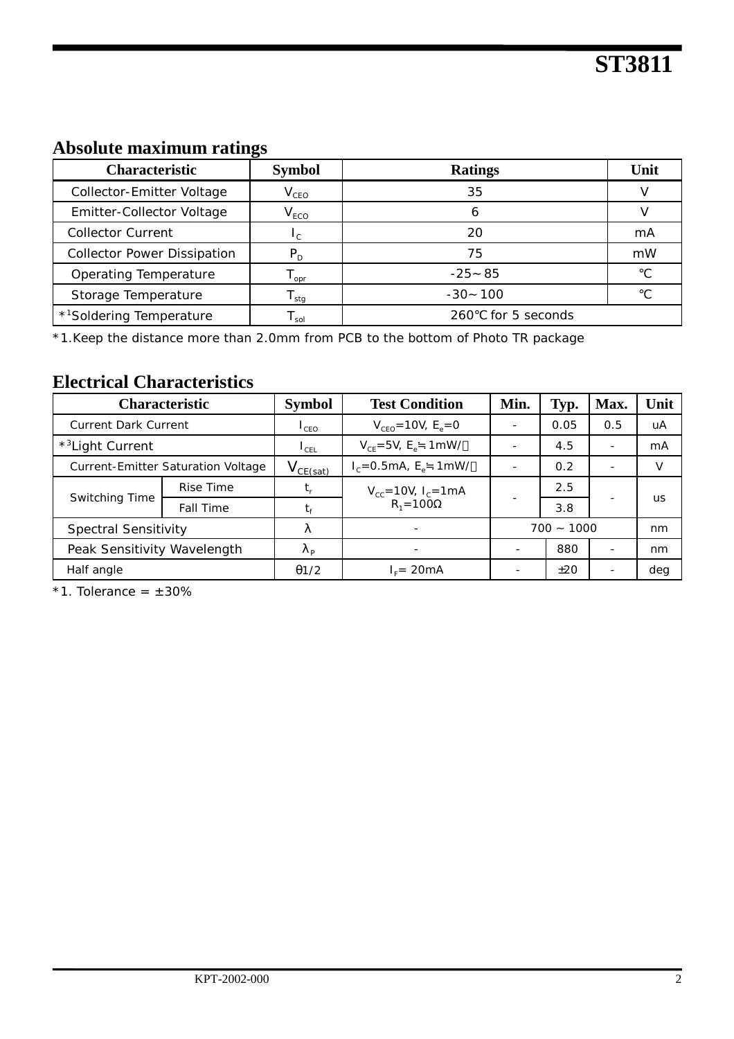## Absolute maximum ratings

| Characteristic | Symbol | Ratings | Unit |
|---|---|---|---|
| Collector-Emitter Voltage | $V_{CEO}$ | 35 | V |
| Emitter-Collector Voltage | $V_{ECO}$ | 6 | V |
| Collector Current | $I_C$ | 20 | mA |
| Collector Power Dissipation | $P_D$ | 75 | mW |
| Operating Temperature | $T_{opr}$ | -25～85 | ℃ |
| Storage Temperature | $T_{stg}$ | -30～100 | ℃ |
| *[1]Soldering Temperature | $T_{sol}$ | 260℃ for 5 seconds | |

*1.Keep the distance more than 2.0mm from PCB to the bottom of Photo TR package

## Electrical Characteristics

| Characteristic | | Symbol | Test Condition | Min. | Typ. | Max. | Unit |
|---|---|---|---|---|---|---|---|
| Current Dark Current | | $I_{CEO}$ | $V_{CEO}$=10V, $E_e$=0 | - | 0.05 | 0.5 | uA |
| *[3]Light Current | | $I_{CEL}$ | $V_{CE}$=5V, $E_e$≒1mW/㎠ | - | 4.5 | - | mA |
| Current-Emitter Saturation Voltage | | $V_{CE(sat)}$ | $I_C$=0.5mA, $E_e$≒1mW/㎠ | - | 0.2 | - | V |
| Switching Time | Rise Time | $t_r$ | $V_{CC}$=10V, $I_C$=1mA $R_1$=100Ω | - | 2.5 | - | us |
| | Fall Time | $t_f$ | | | 3.8 | | |
| Spectral Sensitivity | | λ | - | 700 ~ 1000 | | | nm |
| Peak Sensitivity Wavelength | | $λ_P$ | - | - | 880 | - | nm |
| Half angle | | $θ_{1/2}$ | $I_F$= 20mA | - | ±20 | - | deg |

*1. Tolerance = ±30%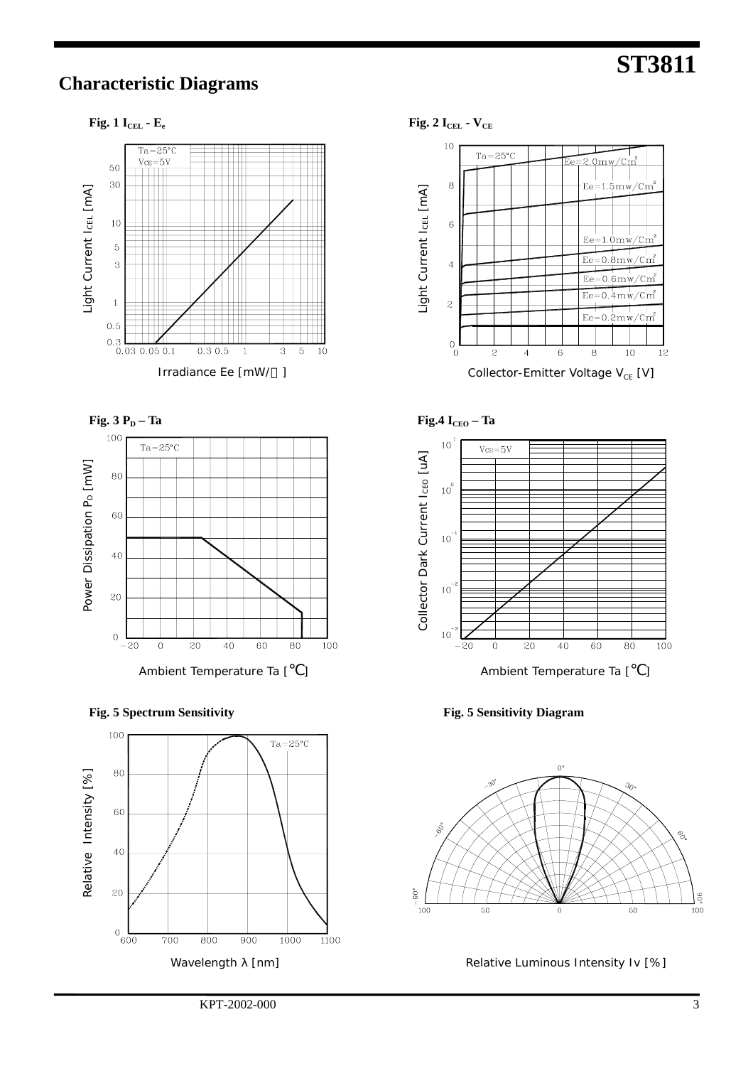## Characteristic Diagrams

**Fig. 1 $I_{CEL}$ - $E_e$**

Ta=25°C
VCE=5V

Light Current ICEL [mA]

50
30
10
5
3
1
0.5
0.3

0.03 0.05 0.1 0.3 0.5 1 3 5 10

Irradiance Ee [mW/㎠]

**Fig. 2 $I_{CEL}$ - $V_{CE}$**

Ta=25°C

Ee=2.0mw/Cm²
Ee=1.5mw/Cm²
Ee=1.0mw/Cm²
Ee=0.8mw/Cm²
Ee=0.6mw/Cm²
Ee=0.4mw/Cm²
Ee=0.2mw/Cm²

Light Current ICEL [mA]

10
8
6
4
2
0

0 2 4 6 8 10 12

Collector-Emitter Voltage $V_{CE}$ [V]

**Fig. 3 $P_D$ – Ta**

Ta=25°C

Power Dissipation $P_D$ [mW]

100
80
60
40
20
0

−20 0 20 40 60 80 100

Ambient Temperature Ta [℃]

**Fig.4 $I_{CEO}$ – Ta**

VCE=5V

Collector Dark Current ICEO [uA]

$10^{1}$
$10^{0}$
$10^{-1}$
$10^{-2}$
$10^{-3}$

−20 0 20 40 60 80 100

Ambient Temperature Ta [℃]

**Fig. 5 Spectrum Sensitivity**

Ta=25°C

Relative Intensity [%]

100
80
60
40
20
0

600 700 800 900 1000 1100

Wavelength λ [nm]

**Fig. 5 Sensitivity Diagram**

0°
−30° 30°
−60° 60°
−90° 90°

100 50 0 50 100

Relative Luminous Intensity Iv [%]

KPT-2002-000